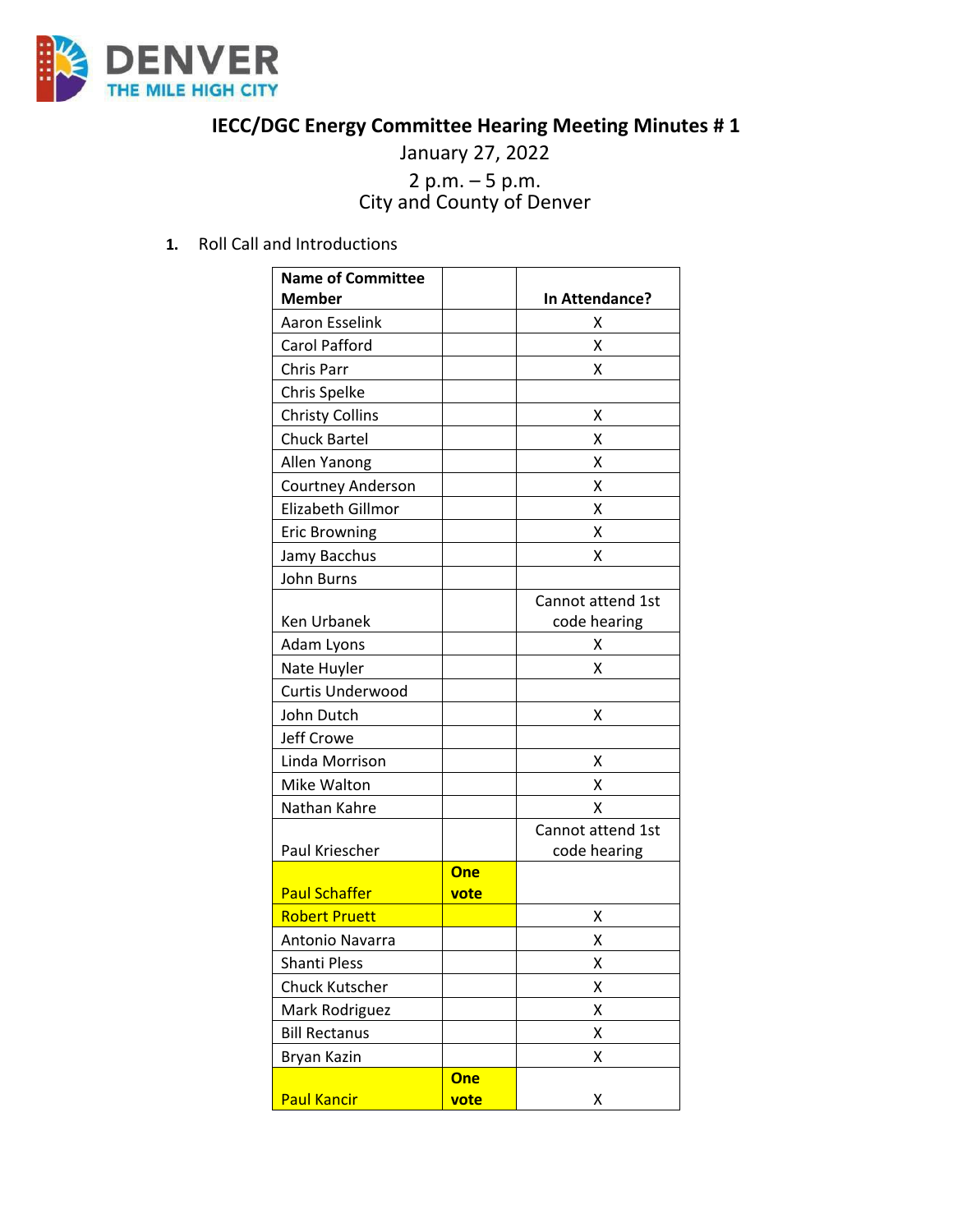# IECC/DGC Energy Committee Hearing Meeting Minutes # 1

January 27, 2022

2 p.m. – 5 p.m.
City and County of Denver

1. Roll Call and Introductions

| Name of Committee Member | | In Attendance? |
|---|---|---|
| Aaron Esselink | | X |
| Carol Pafford | | X |
| Chris Parr | | X |
| Chris Spelke | | |
| Christy Collins | | X |
| Chuck Bartel | | X |
| Allen Yanong | | X |
| Courtney Anderson | | X |
| Elizabeth Gillmor | | X |
| Eric Browning | | X |
| Jamy Bacchus | | X |
| John Burns | | |
| Ken Urbanek | | Cannot attend 1st code hearing |
| Adam Lyons | | X |
| Nate Huyler | | X |
| Curtis Underwood | | |
| John Dutch | | X |
| Jeff Crowe | | |
| Linda Morrison | | X |
| Mike Walton | | X |
| Nathan Kahre | | X |
| Paul Kriescher | | Cannot attend 1st code hearing |
| Paul Schaffer | **One vote** | |
| Robert Pruett | | X |
| Antonio Navarra | | X |
| Shanti Pless | | X |
| Chuck Kutscher | | X |
| Mark Rodriguez | | X |
| Bill Rectanus | | X |
| Bryan Kazin | | X |
| Paul Kancir | **One vote** | X |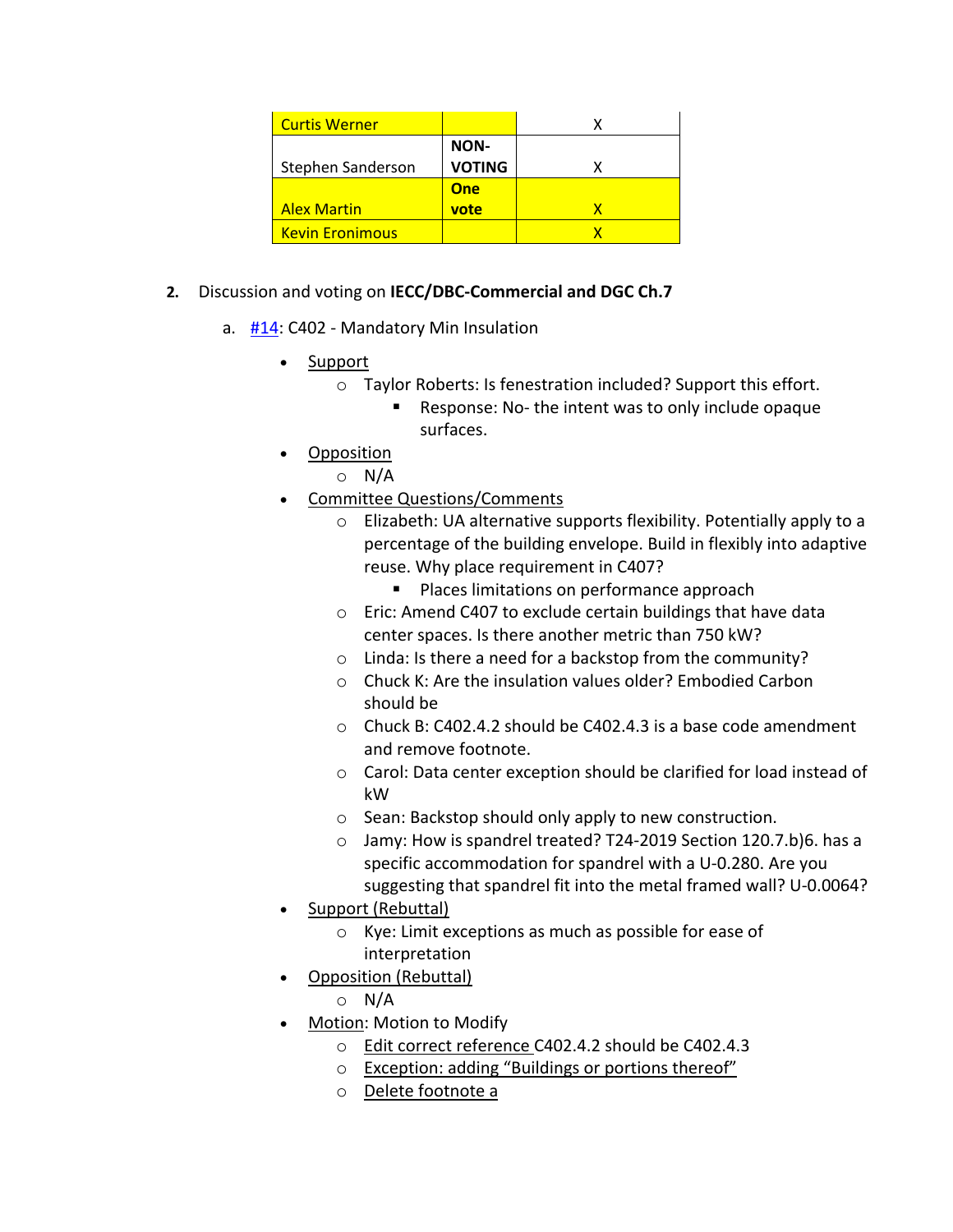| | | |
|---|---|---|
| Curtis Werner | | X |
| Stephen Sanderson | **NON-VOTING** | X |
| Alex Martin | **One vote** | X |
| Kevin Eronimous | | X |

2. Discussion and voting on **IECC/DBC-Commercial and DGC Ch.7**

   a. #14: C402 - Mandatory Min Insulation

   - Support
     - Taylor Roberts: Is fenestration included? Support this effort.
       - Response: No- the intent was to only include opaque surfaces.
   - Opposition
     - N/A
   - Committee Questions/Comments
     - Elizabeth: UA alternative supports flexibility. Potentially apply to a percentage of the building envelope. Build in flexibly into adaptive reuse. Why place requirement in C407?
       - Places limitations on performance approach
     - Eric: Amend C407 to exclude certain buildings that have data center spaces. Is there another metric than 750 kW?
     - Linda: Is there a need for a backstop from the community?
     - Chuck K: Are the insulation values older? Embodied Carbon should be
     - Chuck B: C402.4.2 should be C402.4.3 is a base code amendment and remove footnote.
     - Carol: Data center exception should be clarified for load instead of kW
     - Sean: Backstop should only apply to new construction.
     - Jamy: How is spandrel treated? T24-2019 Section 120.7.b)6. has a specific accommodation for spandrel with a U-0.280. Are you suggesting that spandrel fit into the metal framed wall? U-0.0064?
   - Support (Rebuttal)
     - Kye: Limit exceptions as much as possible for ease of interpretation
   - Opposition (Rebuttal)
     - N/A
   - Motion: Motion to Modify
     - Edit correct reference C402.4.2 should be C402.4.3
     - Exception: adding "Buildings or portions thereof"
     - Delete footnote a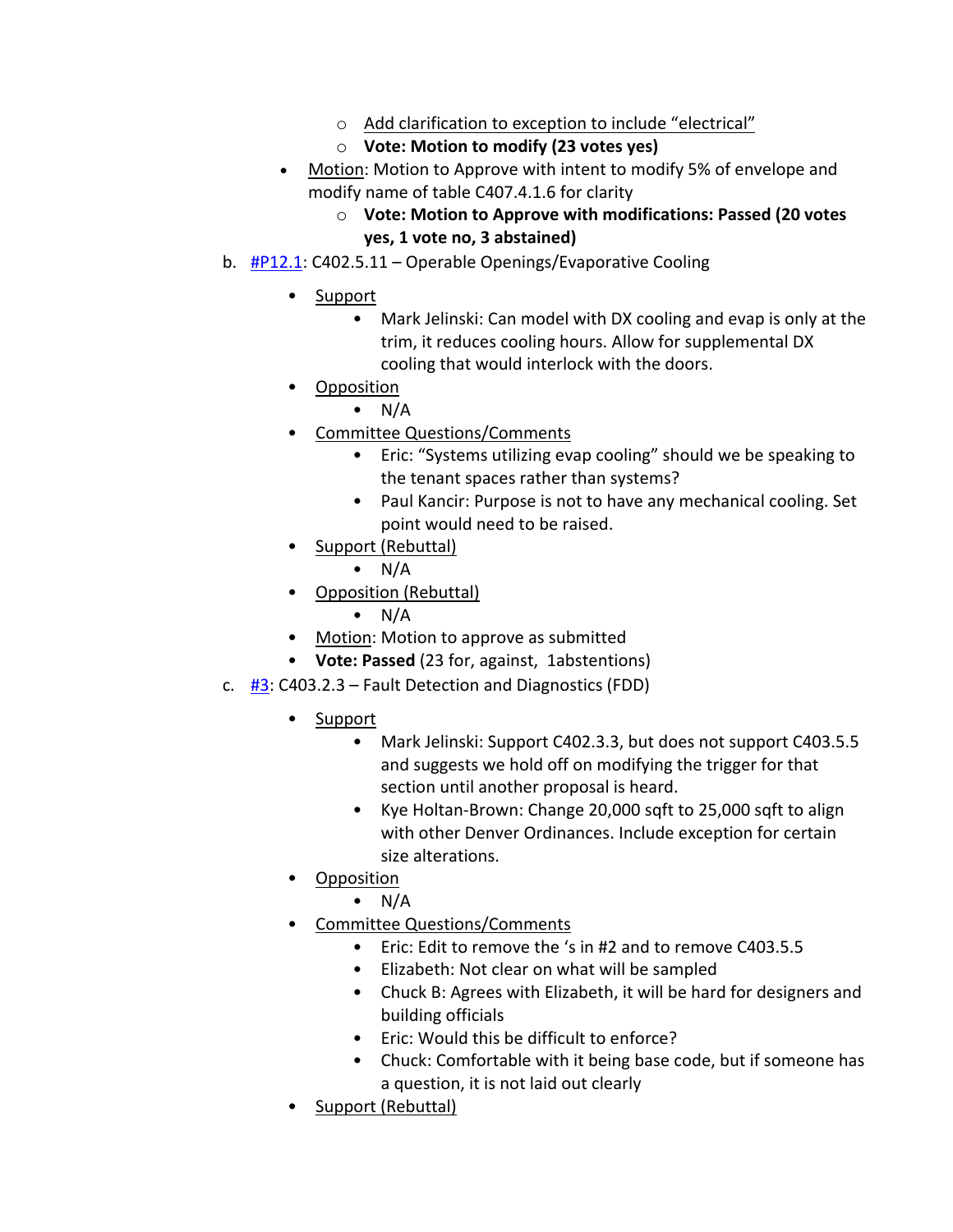- <u>Add clarification to exception to include "electrical"</u>
        - **Vote: Motion to modify (23 votes yes)**
    - <u>Motion</u>: Motion to Approve with intent to modify 5% of envelope and modify name of table C407.4.1.6 for clarity
        - **Vote: Motion to Approve with modifications: Passed (20 votes yes, 1 vote no, 3 abstained)**

b. [#P12.1](#): C402.5.11 – Operable Openings/Evaporative Cooling

- <u>Support</u>
    - Mark Jelinski: Can model with DX cooling and evap is only at the trim, it reduces cooling hours. Allow for supplemental DX cooling that would interlock with the doors.
- <u>Opposition</u>
    - N/A
- <u>Committee Questions/Comments</u>
    - Eric: "Systems utilizing evap cooling" should we be speaking to the tenant spaces rather than systems?
    - Paul Kancir: Purpose is not to have any mechanical cooling. Set point would need to be raised.
- <u>Support (Rebuttal)</u>
    - N/A
- <u>Opposition (Rebuttal)</u>
    - N/A
- <u>Motion</u>: Motion to approve as submitted
- **Vote: Passed** (23 for, against, 1abstentions)

c. [#3](#): C403.2.3 – Fault Detection and Diagnostics (FDD)

- <u>Support</u>
    - Mark Jelinski: Support C402.3.3, but does not support C403.5.5 and suggests we hold off on modifying the trigger for that section until another proposal is heard.
    - Kye Holtan-Brown: Change 20,000 sqft to 25,000 sqft to align with other Denver Ordinances. Include exception for certain size alterations.
- <u>Opposition</u>
    - N/A
- <u>Committee Questions/Comments</u>
    - Eric: Edit to remove the 's in #2 and to remove C403.5.5
    - Elizabeth: Not clear on what will be sampled
    - Chuck B: Agrees with Elizabeth, it will be hard for designers and building officials
    - Eric: Would this be difficult to enforce?
    - Chuck: Comfortable with it being base code, but if someone has a question, it is not laid out clearly
- <u>Support (Rebuttal)</u>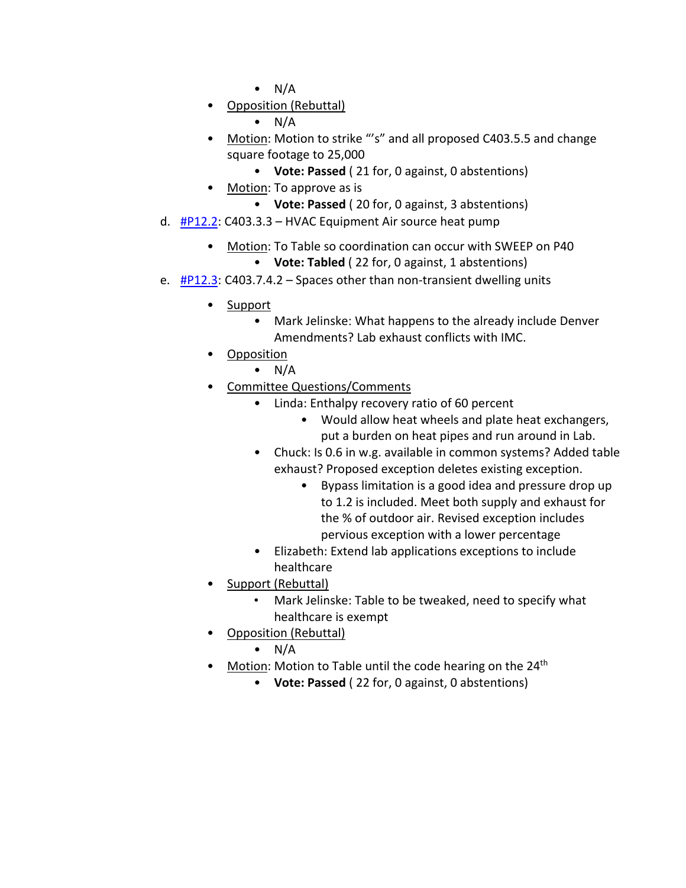- N/A
    - Opposition (Rebuttal)
        - N/A
    - Motion: Motion to strike "'s" and all proposed C403.5.5 and change square footage to 25,000
        - **Vote: Passed** ( 21 for, 0 against, 0 abstentions)
    - Motion: To approve as is
        - **Vote: Passed** ( 20 for, 0 against, 3 abstentions)

d. #P12.2: C403.3.3 – HVAC Equipment Air source heat pump

- Motion: To Table so coordination can occur with SWEEP on P40
    - **Vote: Tabled** ( 22 for, 0 against, 1 abstentions)

e. #P12.3: C403.7.4.2 – Spaces other than non-transient dwelling units

- Support
    - Mark Jelinske: What happens to the already include Denver Amendments? Lab exhaust conflicts with IMC.
- Opposition
    - N/A
- Committee Questions/Comments
    - Linda: Enthalpy recovery ratio of 60 percent
        - Would allow heat wheels and plate heat exchangers, put a burden on heat pipes and run around in Lab.
    - Chuck: Is 0.6 in w.g. available in common systems? Added table exhaust? Proposed exception deletes existing exception.
        - Bypass limitation is a good idea and pressure drop up to 1.2 is included. Meet both supply and exhaust for the % of outdoor air. Revised exception includes pervious exception with a lower percentage
    - Elizabeth: Extend lab applications exceptions to include healthcare
- Support (Rebuttal)
    - Mark Jelinske: Table to be tweaked, need to specify what healthcare is exempt
- Opposition (Rebuttal)
    - N/A
- Motion: Motion to Table until the code hearing on the 24th
    - **Vote: Passed** ( 22 for, 0 against, 0 abstentions)